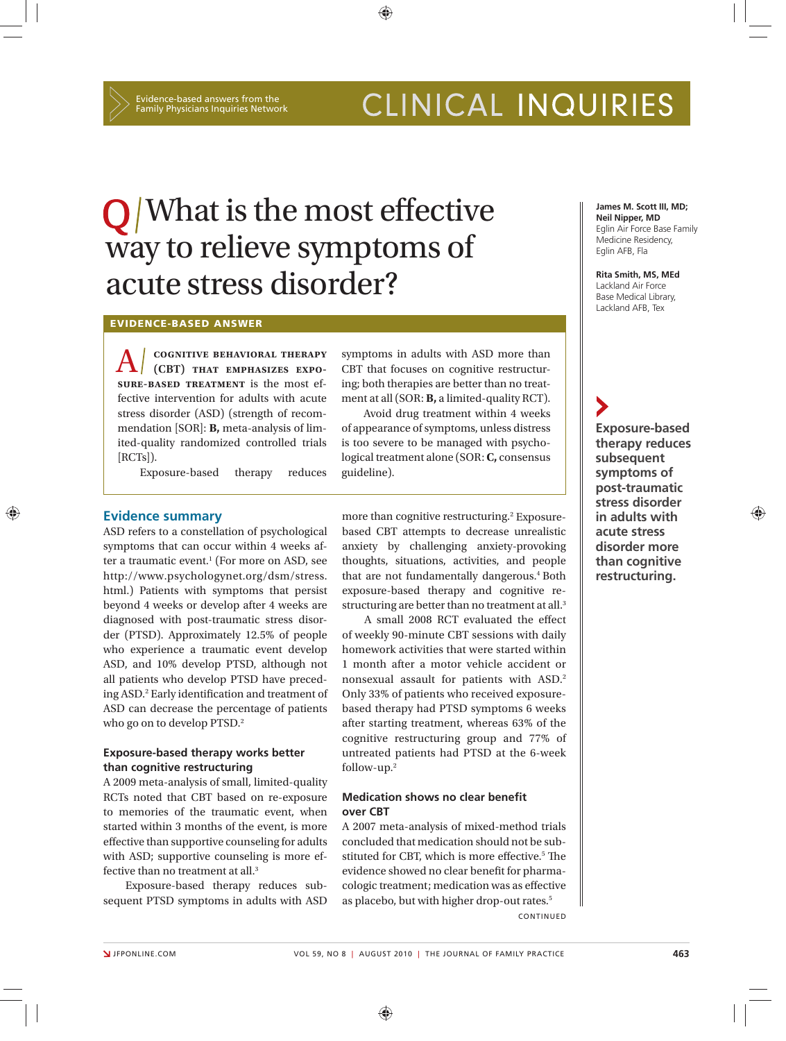# CLINICAL INQUIRIES

Evidence-based answers from the Family Physicians Inquiries Network

# Q / What is the most effective way to relieve symptoms of acute stress disorder?

**James M. Scott III, MD; Neil Nipper, MD**
Eglin Air Force Base Family Medicine Residency, Eglin AFB, Fla

**Rita Smith, MS, MEd**
Lackland Air Force Base Medical Library, Lackland AFB, Tex

## EVIDENCE-BASED ANSWER

**A / COGNITIVE BEHAVIORAL THERAPY (CBT) THAT EMPHASIZES EXPOSURE-BASED TREATMENT** is the most effective intervention for adults with acute stress disorder (ASD) (strength of recommendation [SOR]: **B,** meta-analysis of limited-quality randomized controlled trials [RCTs]).

Exposure-based therapy reduces symptoms in adults with ASD more than CBT that focuses on cognitive restructuring; both therapies are better than no treatment at all (SOR: **B,** a limited-quality RCT).

Avoid drug treatment within 4 weeks of appearance of symptoms, unless distress is too severe to be managed with psychological treatment alone (SOR: **C,** consensus guideline).

## Evidence summary

ASD refers to a constellation of psychological symptoms that can occur within 4 weeks after a traumatic event.[1] (For more on ASD, see http://www.psychologynet.org/dsm/stress.html.) Patients with symptoms that persist beyond 4 weeks or develop after 4 weeks are diagnosed with post-traumatic stress disorder (PTSD). Approximately 12.5% of people who experience a traumatic event develop ASD, and 10% develop PTSD, although not all patients who develop PTSD have preceding ASD.[2] Early identification and treatment of ASD can decrease the percentage of patients who go on to develop PTSD.[2]

### Exposure-based therapy works better than cognitive restructuring

A 2009 meta-analysis of small, limited-quality RCTs noted that CBT based on re-exposure to memories of the traumatic event, when started within 3 months of the event, is more effective than supportive counseling for adults with ASD; supportive counseling is more effective than no treatment at all.[3]

Exposure-based therapy reduces subsequent PTSD symptoms in adults with ASD more than cognitive restructuring.[2] Exposure-based CBT attempts to decrease unrealistic anxiety by challenging anxiety-provoking thoughts, situations, activities, and people that are not fundamentally dangerous.[4] Both exposure-based therapy and cognitive restructuring are better than no treatment at all.[3]

**Exposure-based therapy reduces subsequent symptoms of post-traumatic stress disorder in adults with acute stress disorder more than cognitive restructuring.**

A small 2008 RCT evaluated the effect of weekly 90-minute CBT sessions with daily homework activities that were started within 1 month after a motor vehicle accident or nonsexual assault for patients with ASD.[2] Only 33% of patients who received exposure-based therapy had PTSD symptoms 6 weeks after starting treatment, whereas 63% of the cognitive restructuring group and 77% of untreated patients had PTSD at the 6-week follow-up.[2]

### Medication shows no clear benefit over CBT

A 2007 meta-analysis of mixed-method trials concluded that medication should not be substituted for CBT, which is more effective.[5] The evidence showed no clear benefit for pharmacologic treatment; medication was as effective as placebo, but with higher drop-out rates.[5]

CONTINUED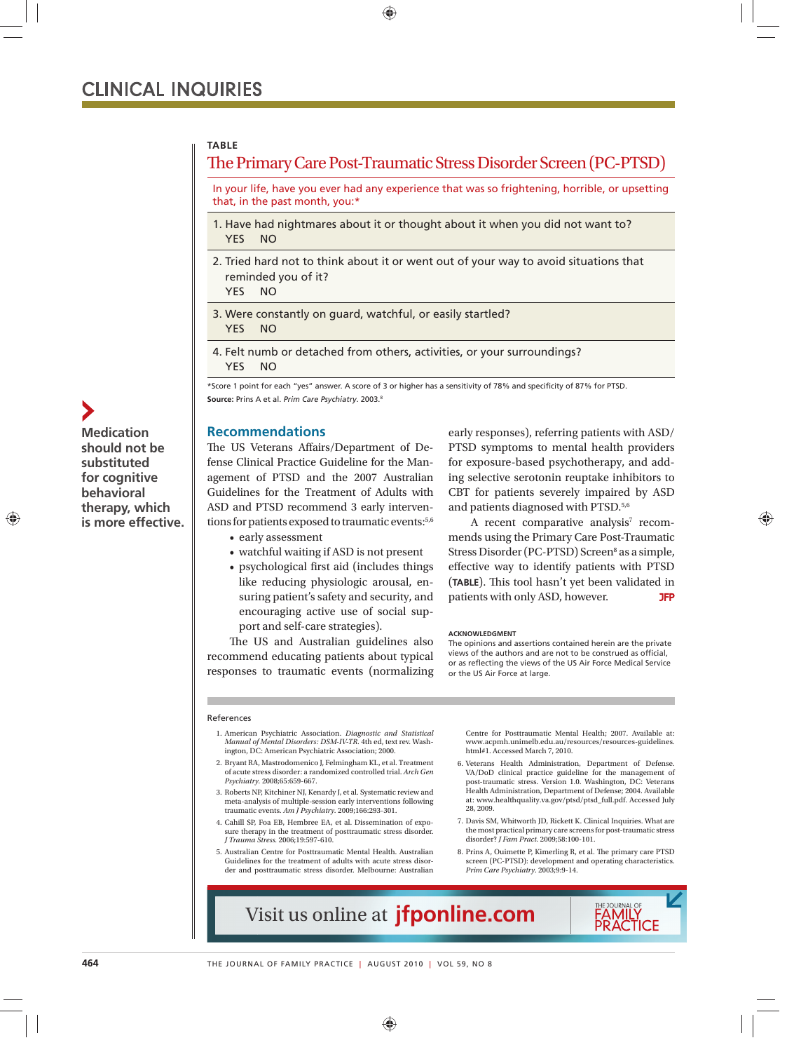**TABLE**

## The Primary Care Post-Traumatic Stress Disorder Screen (PC-PTSD)

| In your life, have you ever had any experience that was so frightening, horrible, or upsetting that, in the past month, you:* |
|---|
| 1. Have had nightmares about it or thought about it when you did not want to? YES NO |
| 2. Tried hard not to think about it or went out of your way to avoid situations that reminded you of it? YES NO |
| 3. Were constantly on guard, watchful, or easily startled? YES NO |
| 4. Felt numb or detached from others, activities, or your surroundings? YES NO |

*Score 1 point for each "yes" answer. A score of 3 or higher has a sensitivity of 78% and specificity of 87% for PTSD.

**Source:** Prins A et al. *Prim Care Psychiatry*. 2003.[8]

**Medication should not be substituted for cognitive behavioral therapy, which is more effective.**

### Recommendations

The US Veterans Affairs/Department of Defense Clinical Practice Guideline for the Management of PTSD and the 2007 Australian Guidelines for the Treatment of Adults with ASD and PTSD recommend 3 early interventions for patients exposed to traumatic events:[5,6]

- early assessment
- watchful waiting if ASD is not present
- psychological first aid (includes things like reducing physiologic arousal, ensuring patient's safety and security, and encouraging active use of social support and self-care strategies).

The US and Australian guidelines also recommend educating patients about typical responses to traumatic events (normalizing early responses), referring patients with ASD/PTSD symptoms to mental health providers for exposure-based psychotherapy, and adding selective serotonin reuptake inhibitors to CBT for patients severely impaired by ASD and patients diagnosed with PTSD.[5,6]

A recent comparative analysis[7] recommends using the Primary Care Post-Traumatic Stress Disorder (PC-PTSD) Screen[8] as a simple, effective way to identify patients with PTSD (TABLE). This tool hasn't yet been validated in patients with only ASD, however.

**ACKNOWLEDGMENT**

The opinions and assertions contained herein are the private views of the authors and are not to be construed as official, or as reflecting the views of the US Air Force Medical Service or the US Air Force at large.

#### References

1. American Psychiatric Association. *Diagnostic and Statistical Manual of Mental Disorders: DSM-IV-TR.* 4th ed, text rev. Washington, DC: American Psychiatric Association; 2000.
2. Bryant RA, Mastrodomenico J, Felmingham KL, et al. Treatment of acute stress disorder: a randomized controlled trial. *Arch Gen Psychiatry.* 2008;65:659-667.
3. Roberts NP, Kitchiner NJ, Kenardy J, et al. Systematic review and meta-analysis of multiple-session early interventions following traumatic events. *Am J Psychiatry.* 2009;166:293-301.
4. Cahill SP, Foa EB, Hembree EA, et al. Dissemination of exposure therapy in the treatment of posttraumatic stress disorder. *J Trauma Stress.* 2006;19:597-610.
5. Australian Centre for Posttraumatic Mental Health. Australian Guidelines for the treatment of adults with acute stress disorder and posttraumatic stress disorder. Melbourne: Australian Centre for Posttraumatic Mental Health; 2007. Available at: www.acpmh.unimelb.edu.au/resources/resources-guidelines.html#1. Accessed March 7, 2010.
6. Veterans Health Administration, Department of Defense. VA/DoD clinical practice guideline for the management of post-traumatic stress. Version 1.0. Washington, DC: Veterans Health Administration, Department of Defense; 2004. Available at: www.healthquality.va.gov/ptsd/ptsd_full.pdf. Accessed July 28, 2009.
7. Davis SM, Whitworth JD, Rickett K. Clinical Inquiries. What are the most practical primary care screens for post-traumatic stress disorder? *J Fam Pract.* 2009;58:100-101.
8. Prins A, Ouimette P, Kimerling R, et al. The primary care PTSD screen (PC-PTSD): development and operating characteristics. *Prim Care Psychiatry.* 2003;9:9-14.

Visit us online at **jfponline.com**